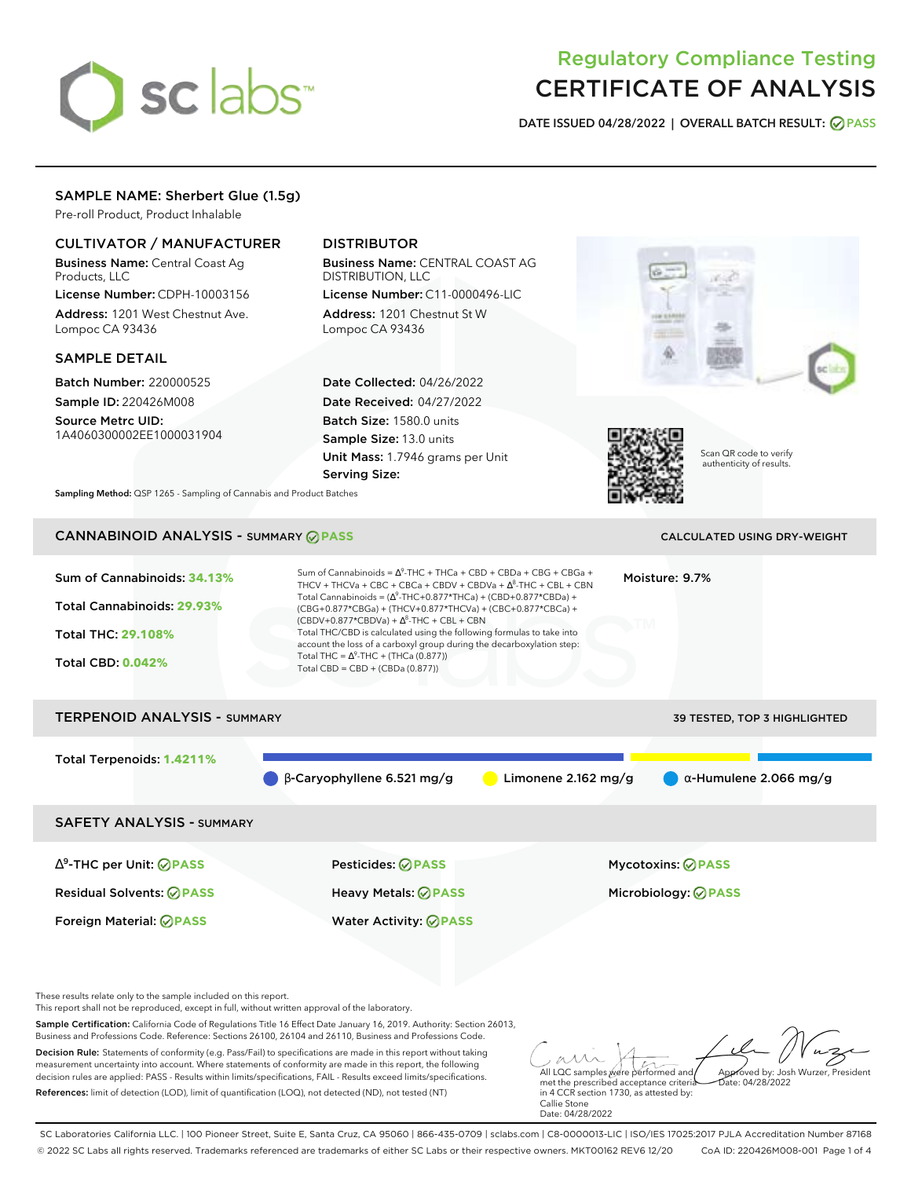# Regulatory Compliance Testing
# CERTIFICATE OF ANALYSIS

**DATE ISSUED 04/28/2022 | OVERALL BATCH RESULT: PASS**

## SAMPLE NAME: Sherbert Glue (1.5g)

Pre-roll Product, Product Inhalable

### CULTIVATOR / MANUFACTURER

**Business Name:** Central Coast Ag Products, LLC

**License Number:** CDPH-10003156

**Address:** 1201 West Chestnut Ave. Lompoc CA 93436

### DISTRIBUTOR

**Business Name:** CENTRAL COAST AG DISTRIBUTION, LLC

**License Number:** C11-0000496-LIC

**Address:** 1201 Chestnut St W Lompoc CA 93436

### SAMPLE DETAIL

**Batch Number:** 220000525

**Sample ID:** 220426M008

**Source Metrc UID:** 1A4060300002EE1000031904

**Date Collected:** 04/26/2022

**Date Received:** 04/27/2022

**Batch Size:** 1580.0 units

**Sample Size:** 13.0 units

**Unit Mass:** 1.7946 grams per Unit

**Serving Size:**

Scan QR code to verify authenticity of results.

**Sampling Method:** QSP 1265 - Sampling of Cannabis and Product Batches

## CANNABINOID ANALYSIS - SUMMARY PASS

CALCULATED USING DRY-WEIGHT

**Sum of Cannabinoids:** 34.13%

**Total Cannabinoids:** 29.93%

**Total THC:** 29.108%

**Total CBD:** 0.042%

Sum of Cannabinoids = $\Delta^9$-THC + THCa + CBD + CBDa + CBG + CBGa + THCV + THCVa + CBC + CBCa + CBDV + CBDVa + $\Delta^8$-THC + CBL + CBN

Total Cannabinoids = ($\Delta^9$-THC+0.877*THCa) + (CBD+0.877*CBDa) + (CBG+0.877*CBGa) + (THCV+0.877*THCVa) + (CBC+0.877*CBCa) + (CBDV+0.877*CBDVa) + $\Delta^8$-THC + CBL + CBN

Total THC/CBD is calculated using the following formulas to take into account the loss of a carboxyl group during the decarboxylation step:

Total THC = $\Delta^9$-THC + (THCa (0.877))

Total CBD = CBD + (CBDa (0.877))

**Moisture:** 9.7%

## TERPENOID ANALYSIS - SUMMARY

39 TESTED, TOP 3 HIGHLIGHTED

**Total Terpenoids:** 1.4211%

- β-Caryophyllene 6.521 mg/g
- Limonene 2.162 mg/g
- α-Humulene 2.066 mg/g

## SAFETY ANALYSIS - SUMMARY

| | | |
|---|---|---|
| $\Delta^9$-THC per Unit: PASS | Pesticides: PASS | Mycotoxins: PASS |
| Residual Solvents: PASS | Heavy Metals: PASS | Microbiology: PASS |
| Foreign Material: PASS | Water Activity: PASS | |

These results relate only to the sample included on this report.
This report shall not be reproduced, except in full, without written approval of the laboratory.

**Sample Certification:** California Code of Regulations Title 16 Effect Date January 16, 2019. Authority: Section 26013, Business and Professions Code. Reference: Sections 26100, 26104 and 26110, Business and Professions Code.

**Decision Rule:** Statements of conformity (e.g. Pass/Fail) to specifications are made in this report without taking measurement uncertainty into account. Where statements of conformity are made in this report, the following decision rules are applied: PASS - Results within limits/specifications, FAIL - Results exceed limits/specifications.

**References:** limit of detection (LOD), limit of quantification (LOQ), not detected (ND), not tested (NT)

All LQC samples were performed and met the prescribed acceptance criteria in 4 CCR section 1730, as attested by: Callie Stone
Date: 04/28/2022

Approved by: Josh Wurzer, President
Date: 04/28/2022

SC Laboratories California LLC. | 100 Pioneer Street, Suite E, Santa Cruz, CA 95060 | 866-435-0709 | sclabs.com | C8-0000013-LIC | ISO/IES 17025:2017 PJLA Accreditation Number 87168
© 2022 SC Labs all rights reserved. Trademarks referenced are trademarks of either SC Labs or their respective owners. MKT00162 REV6 12/20 CoA ID: 220426M008-001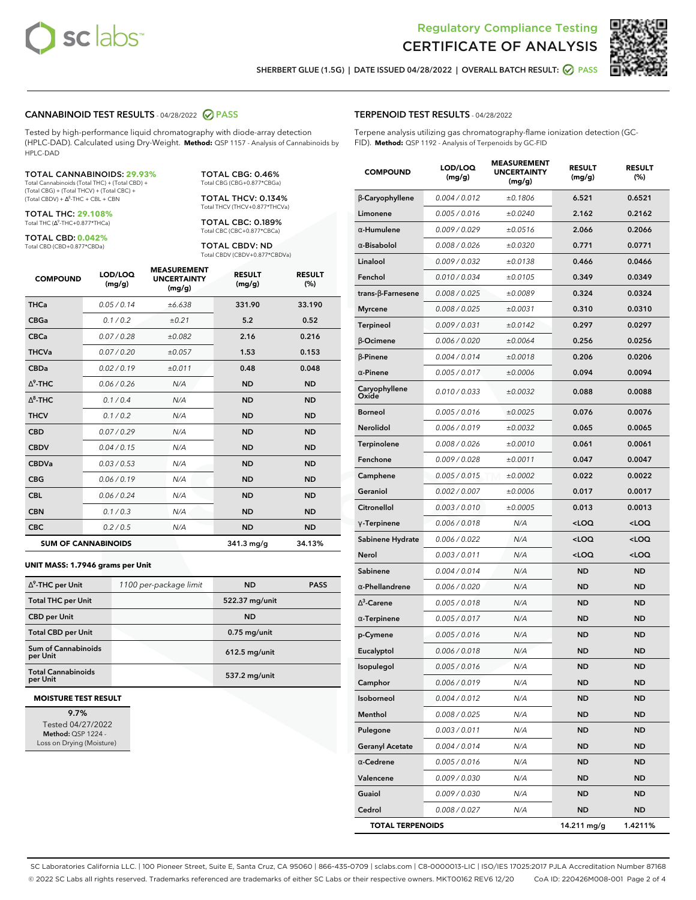# Regulatory Compliance Testing
# CERTIFICATE OF ANALYSIS

SHERBERT GLUE (1.5G) | DATE ISSUED 04/28/2022 | OVERALL BATCH RESULT: PASS

## CANNABINOID TEST RESULTS - 04/28/2022 PASS

Tested by high-performance liquid chromatography with diode-array detection (HPLC-DAD). Calculated using Dry-Weight. **Method:** QSP 1157 - Analysis of Cannabinoids by HPLC-DAD

**TOTAL CANNABINOIDS: 29.93%**
Total Cannabinoids (Total THC) + (Total CBD) + (Total CBG) + (Total THCV) + (Total CBC) + (Total CBDV) + $\Delta^8$-THC + CBL + CBN

**TOTAL THC: 29.108%**
Total THC ($\Delta^9$-THC+0.877*THCa)

**TOTAL CBD: 0.042%**
Total CBD (CBD+0.877*CBDa)

**TOTAL CBG: 0.46%**
Total CBG (CBG+0.877*CBGa)

**TOTAL THCV: 0.134%**
Total THCV (THCV+0.877*THCVa)

**TOTAL CBC: 0.189%**
Total CBC (CBC+0.877*CBCa)

**TOTAL CBDV: ND**
Total CBDV (CBDV+0.877*CBDVa)

| COMPOUND | LOD/LOQ (mg/g) | MEASUREMENT UNCERTAINTY (mg/g) | RESULT (mg/g) | RESULT (%) |
|---|---|---|---|---|
| THCa | 0.05 / 0.14 | ±6.638 | 331.90 | 33.190 |
| CBGa | 0.1 / 0.2 | ±0.21 | 5.2 | 0.52 |
| CBCa | 0.07 / 0.28 | ±0.082 | 2.16 | 0.216 |
| THCVa | 0.07 / 0.20 | ±0.057 | 1.53 | 0.153 |
| CBDa | 0.02 / 0.19 | ±0.011 | 0.48 | 0.048 |
| $\Delta^9$-THC | 0.06 / 0.26 | N/A | ND | ND |
| $\Delta^8$-THC | 0.1 / 0.4 | N/A | ND | ND |
| THCV | 0.1 / 0.2 | N/A | ND | ND |
| CBD | 0.07 / 0.29 | N/A | ND | ND |
| CBDV | 0.04 / 0.15 | N/A | ND | ND |
| CBDVa | 0.03 / 0.53 | N/A | ND | ND |
| CBG | 0.06 / 0.19 | N/A | ND | ND |
| CBL | 0.06 / 0.24 | N/A | ND | ND |
| CBN | 0.1 / 0.3 | N/A | ND | ND |
| CBC | 0.2 / 0.5 | N/A | ND | ND |
| **SUM OF CANNABINOIDS** | | | **341.3 mg/g** | **34.13%** |

**UNIT MASS: 1.7946 grams per Unit**

| | | | |
|---|---|---|---|
| $\Delta^9$-THC per Unit | 1100 per-package limit | ND | PASS |
| Total THC per Unit | | 522.37 mg/unit | |
| CBD per Unit | | ND | |
| Total CBD per Unit | | 0.75 mg/unit | |
| Sum of Cannabinoids per Unit | | 612.5 mg/unit | |
| Total Cannabinoids per Unit | | 537.2 mg/unit | |

**MOISTURE TEST RESULT**

9.7%
Tested 04/27/2022
**Method:** QSP 1224 - Loss on Drying (Moisture)

## TERPENOID TEST RESULTS - 04/28/2022

Terpene analysis utilizing gas chromatography-flame ionization detection (GC-FID). **Method:** QSP 1192 - Analysis of Terpenoids by GC-FID

| COMPOUND | LOD/LOQ (mg/g) | MEASUREMENT UNCERTAINTY (mg/g) | RESULT (mg/g) | RESULT (%) |
|---|---|---|---|---|
| β-Caryophyllene | 0.004 / 0.012 | ±0.1806 | 6.521 | 0.6521 |
| Limonene | 0.005 / 0.016 | ±0.0240 | 2.162 | 0.2162 |
| α-Humulene | 0.009 / 0.029 | ±0.0516 | 2.066 | 0.2066 |
| α-Bisabolol | 0.008 / 0.026 | ±0.0320 | 0.771 | 0.0771 |
| Linalool | 0.009 / 0.032 | ±0.0138 | 0.466 | 0.0466 |
| Fenchol | 0.010 / 0.034 | ±0.0105 | 0.349 | 0.0349 |
| trans-β-Farnesene | 0.008 / 0.025 | ±0.0089 | 0.324 | 0.0324 |
| Myrcene | 0.008 / 0.025 | ±0.0031 | 0.310 | 0.0310 |
| Terpineol | 0.009 / 0.031 | ±0.0142 | 0.297 | 0.0297 |
| β-Ocimene | 0.006 / 0.020 | ±0.0064 | 0.256 | 0.0256 |
| β-Pinene | 0.004 / 0.014 | ±0.0018 | 0.206 | 0.0206 |
| α-Pinene | 0.005 / 0.017 | ±0.0006 | 0.094 | 0.0094 |
| Caryophyllene Oxide | 0.010 / 0.033 | ±0.0032 | 0.088 | 0.0088 |
| Borneol | 0.005 / 0.016 | ±0.0025 | 0.076 | 0.0076 |
| Nerolidol | 0.006 / 0.019 | ±0.0032 | 0.065 | 0.0065 |
| Terpinolene | 0.008 / 0.026 | ±0.0010 | 0.061 | 0.0061 |
| Fenchone | 0.009 / 0.028 | ±0.0011 | 0.047 | 0.0047 |
| Camphene | 0.005 / 0.015 | ±0.0002 | 0.022 | 0.0022 |
| Geraniol | 0.002 / 0.007 | ±0.0006 | 0.017 | 0.0017 |
| Citronellol | 0.003 / 0.010 | ±0.0005 | 0.013 | 0.0013 |
| γ-Terpinene | 0.006 / 0.018 | N/A | <LOQ | <LOQ |
| Sabinene Hydrate | 0.006 / 0.022 | N/A | <LOQ | <LOQ |
| Nerol | 0.003 / 0.011 | N/A | <LOQ | <LOQ |
| Sabinene | 0.004 / 0.014 | N/A | ND | ND |
| α-Phellandrene | 0.006 / 0.020 | N/A | ND | ND |
| $\Delta^3$-Carene | 0.005 / 0.018 | N/A | ND | ND |
| α-Terpinene | 0.005 / 0.017 | N/A | ND | ND |
| p-Cymene | 0.005 / 0.016 | N/A | ND | ND |
| Eucalyptol | 0.006 / 0.018 | N/A | ND | ND |
| Isopulegol | 0.005 / 0.016 | N/A | ND | ND |
| Camphor | 0.006 / 0.019 | N/A | ND | ND |
| Isoborneol | 0.004 / 0.012 | N/A | ND | ND |
| Menthol | 0.008 / 0.025 | N/A | ND | ND |
| Pulegone | 0.003 / 0.011 | N/A | ND | ND |
| Geranyl Acetate | 0.004 / 0.014 | N/A | ND | ND |
| α-Cedrene | 0.005 / 0.016 | N/A | ND | ND |
| Valencene | 0.009 / 0.030 | N/A | ND | ND |
| Guaiol | 0.009 / 0.030 | N/A | ND | ND |
| Cedrol | 0.008 / 0.027 | N/A | ND | ND |
| **TOTAL TERPENOIDS** | | | **14.211 mg/g** | **1.4211%** |

SC Laboratories California LLC. | 100 Pioneer Street, Suite E, Santa Cruz, CA 95060 | 866-435-0709 | sclabs.com | C8-0000013-LIC | ISO/IES 17025:2017 PJLA Accreditation Number 87168
© 2022 SC Labs all rights reserved. Trademarks referenced are trademarks of either SC Labs or their respective owners. MKT00162 REV6 12/20 CoA ID: 220426M008-001